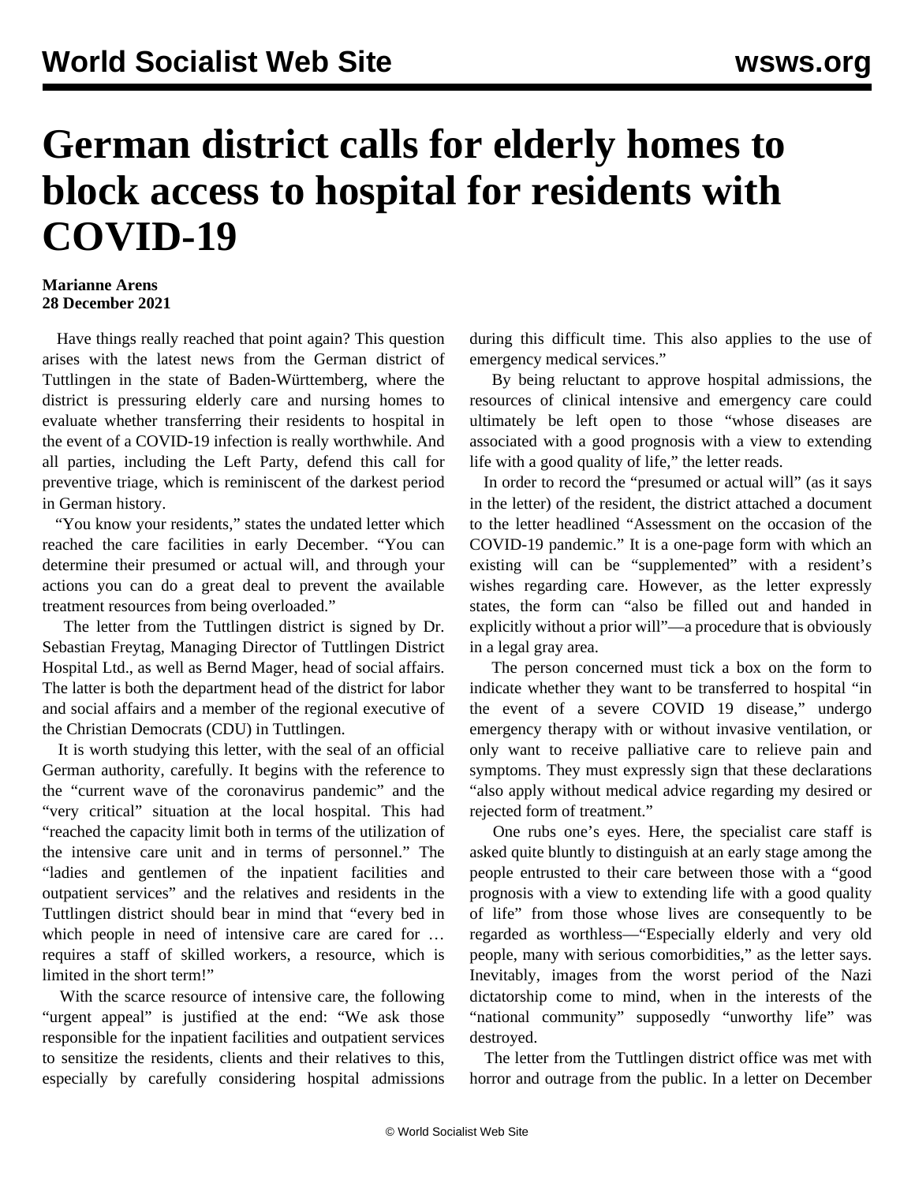# German district calls for elderly homes to block access to hospital for residents with COVID-19

**Marianne Arens**
**28 December 2021**

Have things really reached that point again? This question arises with the latest news from the German district of Tuttlingen in the state of Baden-Württemberg, where the district is pressuring elderly care and nursing homes to evaluate whether transferring their residents to hospital in the event of a COVID-19 infection is really worthwhile. And all parties, including the Left Party, defend this call for preventive triage, which is reminiscent of the darkest period in German history.

"You know your residents," states the undated letter which reached the care facilities in early December. "You can determine their presumed or actual will, and through your actions you can do a great deal to prevent the available treatment resources from being overloaded."

The letter from the Tuttlingen district is signed by Dr. Sebastian Freytag, Managing Director of Tuttlingen District Hospital Ltd., as well as Bernd Mager, head of social affairs. The latter is both the department head of the district for labor and social affairs and a member of the regional executive of the Christian Democrats (CDU) in Tuttlingen.

It is worth studying this letter, with the seal of an official German authority, carefully. It begins with the reference to the "current wave of the coronavirus pandemic" and the "very critical" situation at the local hospital. This had "reached the capacity limit both in terms of the utilization of the intensive care unit and in terms of personnel." The "ladies and gentlemen of the inpatient facilities and outpatient services" and the relatives and residents in the Tuttlingen district should bear in mind that "every bed in which people in need of intensive care are cared for … requires a staff of skilled workers, a resource, which is limited in the short term!"

With the scarce resource of intensive care, the following "urgent appeal" is justified at the end: "We ask those responsible for the inpatient facilities and outpatient services to sensitize the residents, clients and their relatives to this, especially by carefully considering hospital admissions during this difficult time. This also applies to the use of emergency medical services."

By being reluctant to approve hospital admissions, the resources of clinical intensive and emergency care could ultimately be left open to those "whose diseases are associated with a good prognosis with a view to extending life with a good quality of life," the letter reads.

In order to record the "presumed or actual will" (as it says in the letter) of the resident, the district attached a document to the letter headlined "Assessment on the occasion of the COVID-19 pandemic." It is a one-page form with which an existing will can be "supplemented" with a resident's wishes regarding care. However, as the letter expressly states, the form can "also be filled out and handed in explicitly without a prior will"—a procedure that is obviously in a legal gray area.

The person concerned must tick a box on the form to indicate whether they want to be transferred to hospital "in the event of a severe COVID 19 disease," undergo emergency therapy with or without invasive ventilation, or only want to receive palliative care to relieve pain and symptoms. They must expressly sign that these declarations "also apply without medical advice regarding my desired or rejected form of treatment."

One rubs one's eyes. Here, the specialist care staff is asked quite bluntly to distinguish at an early stage among the people entrusted to their care between those with a "good prognosis with a view to extending life with a good quality of life" from those whose lives are consequently to be regarded as worthless—"Especially elderly and very old people, many with serious comorbidities," as the letter says. Inevitably, images from the worst period of the Nazi dictatorship come to mind, when in the interests of the "national community" supposedly "unworthy life" was destroyed.

The letter from the Tuttlingen district office was met with horror and outrage from the public. In a letter on December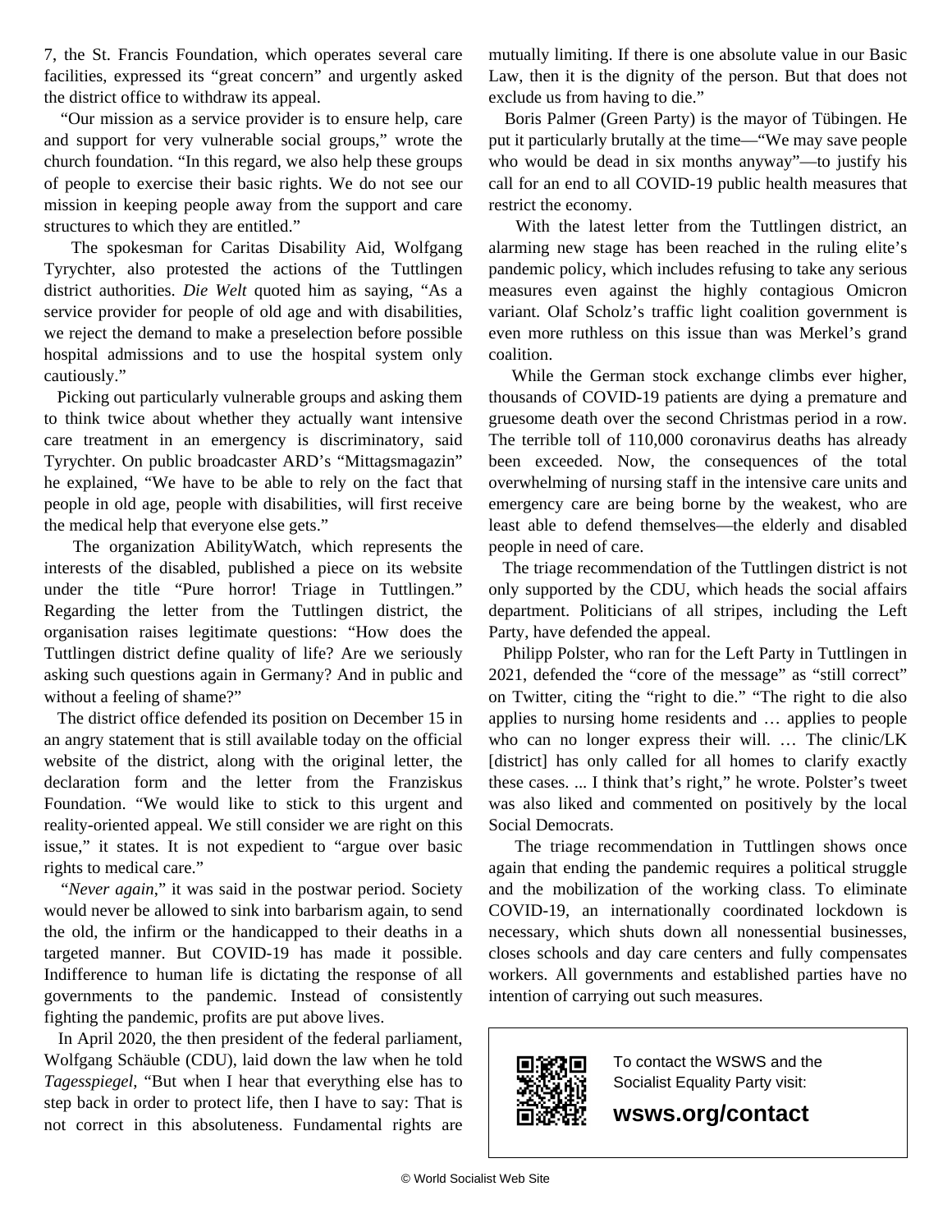7, the St. Francis Foundation, which operates several care facilities, expressed its "great concern" and urgently asked the district office to withdraw its appeal.

"Our mission as a service provider is to ensure help, care and support for very vulnerable social groups," wrote the church foundation. "In this regard, we also help these groups of people to exercise their basic rights. We do not see our mission in keeping people away from the support and care structures to which they are entitled."

The spokesman for Caritas Disability Aid, Wolfgang Tyrychter, also protested the actions of the Tuttlingen district authorities. *Die Welt* quoted him as saying, "As a service provider for people of old age and with disabilities, we reject the demand to make a preselection before possible hospital admissions and to use the hospital system only cautiously."

Picking out particularly vulnerable groups and asking them to think twice about whether they actually want intensive care treatment in an emergency is discriminatory, said Tyrychter. On public broadcaster ARD's "Mittagsmagazin" he explained, "We have to be able to rely on the fact that people in old age, people with disabilities, will first receive the medical help that everyone else gets."

The organization AbilityWatch, which represents the interests of the disabled, published a piece on its website under the title "Pure horror! Triage in Tuttlingen." Regarding the letter from the Tuttlingen district, the organisation raises legitimate questions: "How does the Tuttlingen district define quality of life? Are we seriously asking such questions again in Germany? And in public and without a feeling of shame?"

The district office defended its position on December 15 in an angry statement that is still available today on the official website of the district, along with the original letter, the declaration form and the letter from the Franziskus Foundation. "We would like to stick to this urgent and reality-oriented appeal. We still consider we are right on this issue," it states. It is not expedient to "argue over basic rights to medical care."

"*Never again*," it was said in the postwar period. Society would never be allowed to sink into barbarism again, to send the old, the infirm or the handicapped to their deaths in a targeted manner. But COVID-19 has made it possible. Indifference to human life is dictating the response of all governments to the pandemic. Instead of consistently fighting the pandemic, profits are put above lives.

In April 2020, the then president of the federal parliament, Wolfgang Schäuble (CDU), laid down the law when he told *Tagesspiegel*, "But when I hear that everything else has to step back in order to protect life, then I have to say: That is not correct in this absoluteness. Fundamental rights are mutually limiting. If there is one absolute value in our Basic Law, then it is the dignity of the person. But that does not exclude us from having to die."

Boris Palmer (Green Party) is the mayor of Tübingen. He put it particularly brutally at the time—"We may save people who would be dead in six months anyway"—to justify his call for an end to all COVID-19 public health measures that restrict the economy.

With the latest letter from the Tuttlingen district, an alarming new stage has been reached in the ruling elite's pandemic policy, which includes refusing to take any serious measures even against the highly contagious Omicron variant. Olaf Scholz's traffic light coalition government is even more ruthless on this issue than was Merkel's grand coalition.

While the German stock exchange climbs ever higher, thousands of COVID-19 patients are dying a premature and gruesome death over the second Christmas period in a row. The terrible toll of 110,000 coronavirus deaths has already been exceeded. Now, the consequences of the total overwhelming of nursing staff in the intensive care units and emergency care are being borne by the weakest, who are least able to defend themselves—the elderly and disabled people in need of care.

The triage recommendation of the Tuttlingen district is not only supported by the CDU, which heads the social affairs department. Politicians of all stripes, including the Left Party, have defended the appeal.

Philipp Polster, who ran for the Left Party in Tuttlingen in 2021, defended the "core of the message" as "still correct" on Twitter, citing the "right to die." "The right to die also applies to nursing home residents and … applies to people who can no longer express their will. … The clinic/LK [district] has only called for all homes to clarify exactly these cases. ... I think that's right," he wrote. Polster's tweet was also liked and commented on positively by the local Social Democrats.

The triage recommendation in Tuttlingen shows once again that ending the pandemic requires a political struggle and the mobilization of the working class. To eliminate COVID-19, an internationally coordinated lockdown is necessary, which shuts down all nonessential businesses, closes schools and day care centers and fully compensates workers. All governments and established parties have no intention of carrying out such measures.

To contact the WSWS and the Socialist Equality Party visit:

**wsws.org/contact**